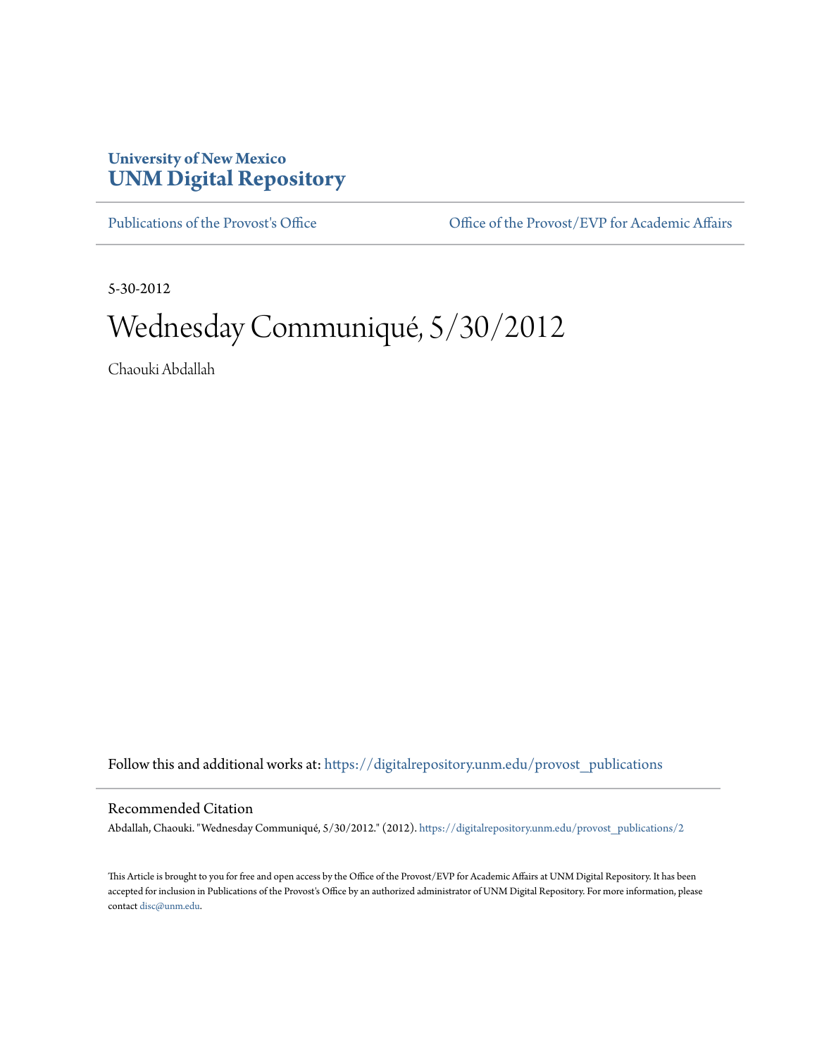University of New Mexico
**UNM Digital Repository**

Publications of the Provost's Office | Office of the Provost/EVP for Academic Affairs

5-30-2012

# Wednesday Communiqué, 5/30/2012

Chaouki Abdallah

Follow this and additional works at: https://digitalrepository.unm.edu/provost_publications

## Recommended Citation

Abdallah, Chaouki. "Wednesday Communiqué, 5/30/2012." (2012). https://digitalrepository.unm.edu/provost_publications/2

This Article is brought to you for free and open access by the Office of the Provost/EVP for Academic Affairs at UNM Digital Repository. It has been accepted for inclusion in Publications of the Provost's Office by an authorized administrator of UNM Digital Repository. For more information, please contact disc@unm.edu.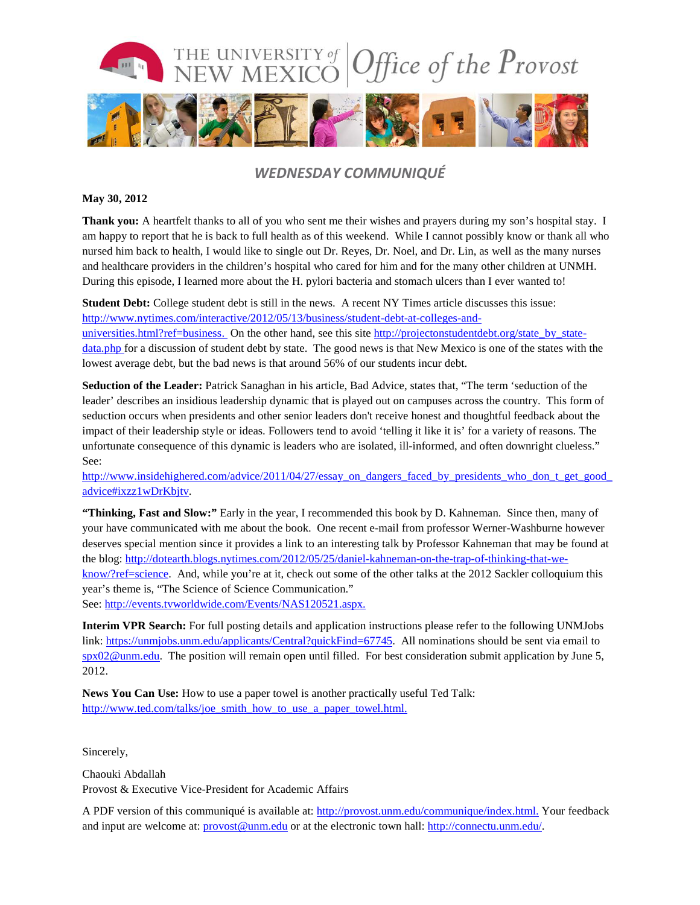THE UNIVERSITY of NEW MEXICO | Office of the Provost

## *WEDNESDAY COMMUNIQUÉ*

**May 30, 2012**

**Thank you:** A heartfelt thanks to all of you who sent me their wishes and prayers during my son's hospital stay. I am happy to report that he is back to full health as of this weekend. While I cannot possibly know or thank all who nursed him back to health, I would like to single out Dr. Reyes, Dr. Noel, and Dr. Lin, as well as the many nurses and healthcare providers in the children's hospital who cared for him and for the many other children at UNMH. During this episode, I learned more about the H. pylori bacteria and stomach ulcers than I ever wanted to!

**Student Debt:** College student debt is still in the news. A recent NY Times article discusses this issue: http://www.nytimes.com/interactive/2012/05/13/business/student-debt-at-colleges-and-universities.html?ref=business. On the other hand, see this site http://projectonstudentdebt.org/state_by_state-data.php for a discussion of student debt by state. The good news is that New Mexico is one of the states with the lowest average debt, but the bad news is that around 56% of our students incur debt.

**Seduction of the Leader:** Patrick Sanaghan in his article, Bad Advice, states that, "The term 'seduction of the leader' describes an insidious leadership dynamic that is played out on campuses across the country. This form of seduction occurs when presidents and other senior leaders don't receive honest and thoughtful feedback about the impact of their leadership style or ideas. Followers tend to avoid 'telling it like it is' for a variety of reasons. The unfortunate consequence of this dynamic is leaders who are isolated, ill-informed, and often downright clueless." See:
http://www.insidehighered.com/advice/2011/04/27/essay_on_dangers_faced_by_presidents_who_don_t_get_good_advice#ixzz1wDrKbjtv.

**"Thinking, Fast and Slow:"** Early in the year, I recommended this book by D. Kahneman. Since then, many of your have communicated with me about the book. One recent e-mail from professor Werner-Washburne however deserves special mention since it provides a link to an interesting talk by Professor Kahneman that may be found at the blog: http://dotearth.blogs.nytimes.com/2012/05/25/daniel-kahneman-on-the-trap-of-thinking-that-we-know/?ref=science. And, while you're at it, check out some of the other talks at the 2012 Sackler colloquium this year's theme is, "The Science of Science Communication."
See: http://events.tvworldwide.com/Events/NAS120521.aspx.

**Interim VPR Search:** For full posting details and application instructions please refer to the following UNMJobs link: https://unmjobs.unm.edu/applicants/Central?quickFind=67745. All nominations should be sent via email to spx02@unm.edu. The position will remain open until filled. For best consideration submit application by June 5, 2012.

**News You Can Use:** How to use a paper towel is another practically useful Ted Talk:
http://www.ted.com/talks/joe_smith_how_to_use_a_paper_towel.html.

Sincerely,

Chaouki Abdallah
Provost & Executive Vice-President for Academic Affairs

A PDF version of this communiqué is available at: http://provost.unm.edu/communique/index.html. Your feedback and input are welcome at: provost@unm.edu or at the electronic town hall: http://connectu.unm.edu/.